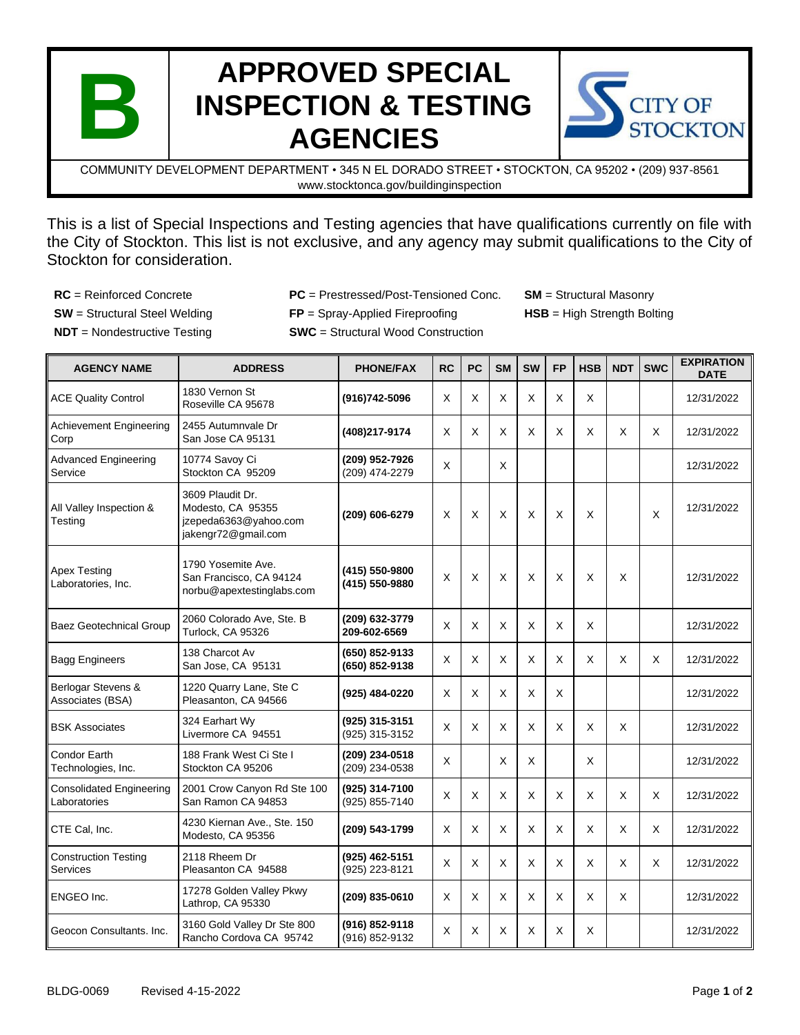# B APPROVED SPECIAL INSPECTION & TESTING AGENCIES

CITY OF STOCKTON

COMMUNITY DEVELOPMENT DEPARTMENT • 345 N EL DORADO STREET • STOCKTON, CA 95202 • (209) 937-8561
www.stocktonca.gov/buildinginspection

This is a list of Special Inspections and Testing agencies that have qualifications currently on file with the City of Stockton. This list is not exclusive, and any agency may submit qualifications to the City of Stockton for consideration.

**RC** = Reinforced Concrete
**PC** = Prestressed/Post-Tensioned Conc.
**SM** = Structural Masonry
**SW** = Structural Steel Welding
**FP** = Spray-Applied Fireproofing
**HSB** = High Strength Bolting
**NDT** = Nondestructive Testing
**SWC** = Structural Wood Construction

| AGENCY NAME | ADDRESS | PHONE/FAX | RC | PC | SM | SW | FP | HSB | NDT | SWC | EXPIRATION DATE |
|---|---|---|---|---|---|---|---|---|---|---|---|
| ACE Quality Control | 1830 Vernon St Roseville CA 95678 | **(916)742-5096** | X | X | X | X | X | X | | | 12/31/2022 |
| Achievement Engineering Corp | 2455 Autumnvale Dr San Jose CA 95131 | **(408)217-9174** | X | X | X | X | X | X | X | X | 12/31/2022 |
| Advanced Engineering Service | 10774 Savoy Ci Stockton CA 95209 | **(209) 952-7926** (209) 474-2279 | X | | X | | | | | | 12/31/2022 |
| All Valley Inspection & Testing | 3609 Plaudit Dr. Modesto, CA 95355 jzepeda6363@yahoo.com jakengr72@gmail.com | **(209) 606-6279** | X | X | X | X | X | X | | X | 12/31/2022 |
| Apex Testing Laboratories, Inc. | 1790 Yosemite Ave. San Francisco, CA 94124 norbu@apextestinglabs.com | **(415) 550-9800** **(415) 550-9880** | X | X | X | X | X | X | X | | 12/31/2022 |
| Baez Geotechnical Group | 2060 Colorado Ave, Ste. B Turlock, CA 95326 | **(209) 632-3779** **209-602-6569** | X | X | X | X | X | X | | | 12/31/2022 |
| Bagg Engineers | 138 Charcot Av San Jose, CA 95131 | **(650) 852-9133** **(650) 852-9138** | X | X | X | X | X | X | X | X | 12/31/2022 |
| Berlogar Stevens & Associates (BSA) | 1220 Quarry Lane, Ste C Pleasanton, CA 94566 | **(925) 484-0220** | X | X | X | X | X | | | | 12/31/2022 |
| BSK Associates | 324 Earhart Wy Livermore CA 94551 | **(925) 315-3151** (925) 315-3152 | X | X | X | X | X | X | X | | 12/31/2022 |
| Condor Earth Technologies, Inc. | 188 Frank West Ci Ste I Stockton CA 95206 | **(209) 234-0518** (209) 234-0538 | X | | X | X | | X | | | 12/31/2022 |
| Consolidated Engineering Laboratories | 2001 Crow Canyon Rd Ste 100 San Ramon CA 94853 | **(925) 314-7100** (925) 855-7140 | X | X | X | X | X | X | X | X | 12/31/2022 |
| CTE Cal, Inc. | 4230 Kiernan Ave., Ste. 150 Modesto, CA 95356 | **(209) 543-1799** | X | X | X | X | X | X | X | X | 12/31/2022 |
| Construction Testing Services | 2118 Rheem Dr Pleasanton CA 94588 | **(925) 462-5151** (925) 223-8121 | X | X | X | X | X | X | X | X | 12/31/2022 |
| ENGEO Inc. | 17278 Golden Valley Pkwy Lathrop, CA 95330 | **(209) 835-0610** | X | X | X | X | X | X | X | | 12/31/2022 |
| Geocon Consultants. Inc. | 3160 Gold Valley Dr Ste 800 Rancho Cordova CA 95742 | **(916) 852-9118** (916) 852-9132 | X | X | X | X | X | X | | | 12/31/2022 |

BLDG-0069 Revised 4-15-2022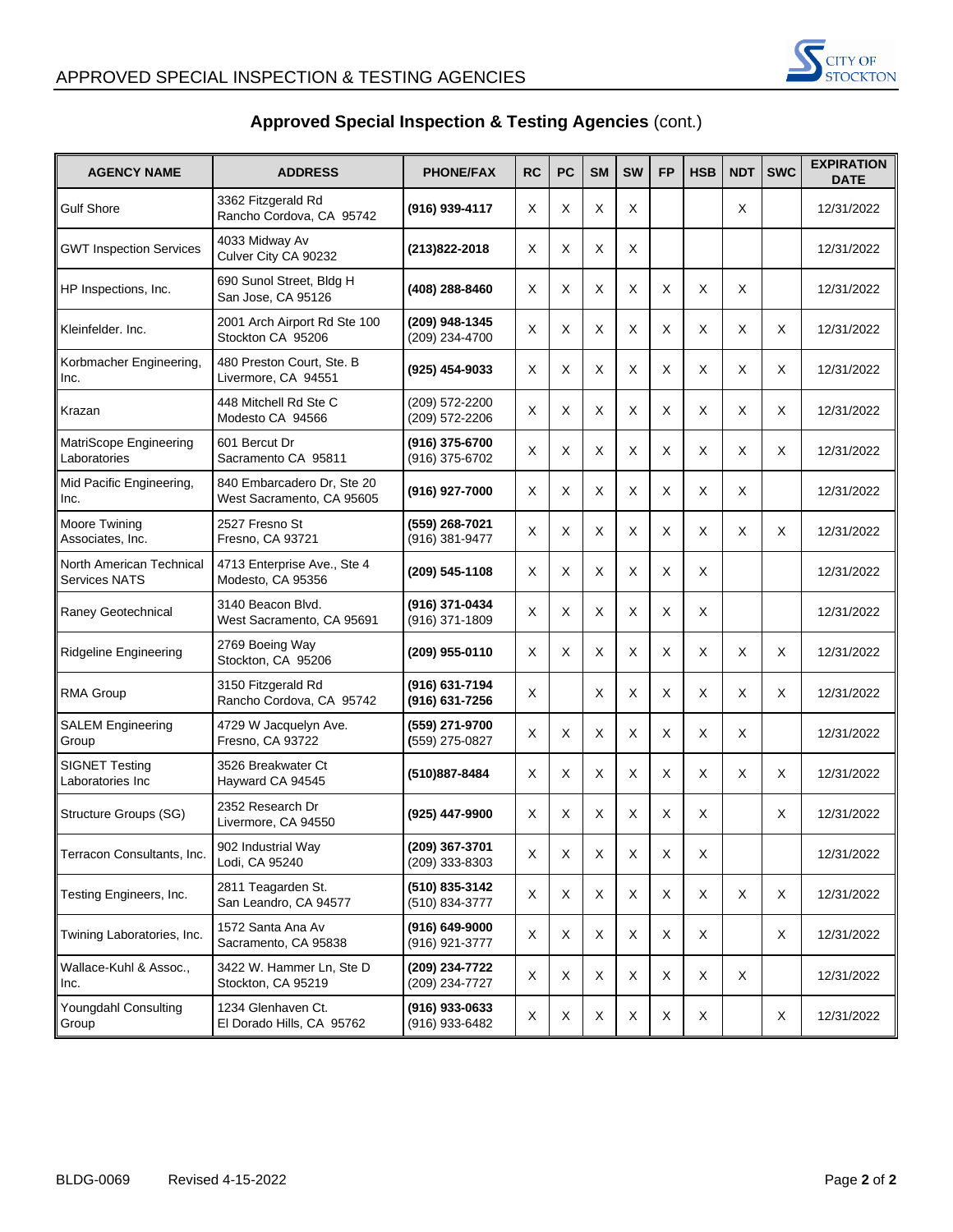## Approved Special Inspection & Testing Agencies (cont.)

| AGENCY NAME | ADDRESS | PHONE/FAX | RC | PC | SM | SW | FP | HSB | NDT | SWC | EXPIRATION DATE |
|---|---|---|---|---|---|---|---|---|---|---|---|
| Gulf Shore | 3362 Fitzgerald Rd Rancho Cordova, CA 95742 | **(916) 939-4117** | X | X | X | X | | | X | | 12/31/2022 |
| GWT Inspection Services | 4033 Midway Av Culver City CA 90232 | **(213)822-2018** | X | X | X | X | | | | | 12/31/2022 |
| HP Inspections, Inc. | 690 Sunol Street, Bldg H San Jose, CA 95126 | **(408) 288-8460** | X | X | X | X | X | X | X | | 12/31/2022 |
| Kleinfelder. Inc. | 2001 Arch Airport Rd Ste 100 Stockton CA 95206 | **(209) 948-1345** (209) 234-4700 | X | X | X | X | X | X | X | X | 12/31/2022 |
| Korbmacher Engineering, Inc. | 480 Preston Court, Ste. B Livermore, CA 94551 | **(925) 454-9033** | X | X | X | X | X | X | X | X | 12/31/2022 |
| Krazan | 448 Mitchell Rd Ste C Modesto CA 94566 | (209) 572-2200 (209) 572-2206 | X | X | X | X | X | X | X | X | 12/31/2022 |
| MatriScope Engineering Laboratories | 601 Bercut Dr Sacramento CA 95811 | **(916) 375-6700** (916) 375-6702 | X | X | X | X | X | X | X | X | 12/31/2022 |
| Mid Pacific Engineering, Inc. | 840 Embarcadero Dr, Ste 20 West Sacramento, CA 95605 | **(916) 927-7000** | X | X | X | X | X | X | X | | 12/31/2022 |
| Moore Twining Associates, Inc. | 2527 Fresno St Fresno, CA 93721 | **(559) 268-7021** (916) 381-9477 | X | X | X | X | X | X | X | X | 12/31/2022 |
| North American Technical Services NATS | 4713 Enterprise Ave., Ste 4 Modesto, CA 95356 | **(209) 545-1108** | X | X | X | X | X | X | | | 12/31/2022 |
| Raney Geotechnical | 3140 Beacon Blvd. West Sacramento, CA 95691 | **(916) 371-0434** (916) 371-1809 | X | X | X | X | X | X | | | 12/31/2022 |
| Ridgeline Engineering | 2769 Boeing Way Stockton, CA 95206 | **(209) 955-0110** | X | X | X | X | X | X | X | X | 12/31/2022 |
| RMA Group | 3150 Fitzgerald Rd Rancho Cordova, CA 95742 | **(916) 631-7194** **(916) 631-7256** | X | | X | X | X | X | X | X | 12/31/2022 |
| SALEM Engineering Group | 4729 W Jacquelyn Ave. Fresno, CA 93722 | **(559) 271-9700** (559) 275-0827 | X | X | X | X | X | X | X | | 12/31/2022 |
| SIGNET Testing Laboratories Inc | 3526 Breakwater Ct Hayward CA 94545 | **(510)887-8484** | X | X | X | X | X | X | X | X | 12/31/2022 |
| Structure Groups (SG) | 2352 Research Dr Livermore, CA 94550 | **(925) 447-9900** | X | X | X | X | X | X | | X | 12/31/2022 |
| Terracon Consultants, Inc. | 902 Industrial Way Lodi, CA 95240 | **(209) 367-3701** (209) 333-8303 | X | X | X | X | X | X | | | 12/31/2022 |
| Testing Engineers, Inc. | 2811 Teagarden St. San Leandro, CA 94577 | **(510) 835-3142** (510) 834-3777 | X | X | X | X | X | X | X | X | 12/31/2022 |
| Twining Laboratories, Inc. | 1572 Santa Ana Av Sacramento, CA 95838 | **(916) 649-9000** (916) 921-3777 | X | X | X | X | X | X | | X | 12/31/2022 |
| Wallace-Kuhl & Assoc., Inc. | 3422 W. Hammer Ln, Ste D Stockton, CA 95219 | **(209) 234-7722** (209) 234-7727 | X | X | X | X | X | X | X | | 12/31/2022 |
| Youngdahl Consulting Group | 1234 Glenhaven Ct. El Dorado Hills, CA 95762 | **(916) 933-0633** (916) 933-6482 | X | X | X | X | X | X | | X | 12/31/2022 |

BLDG-0069 Revised 4-15-2022